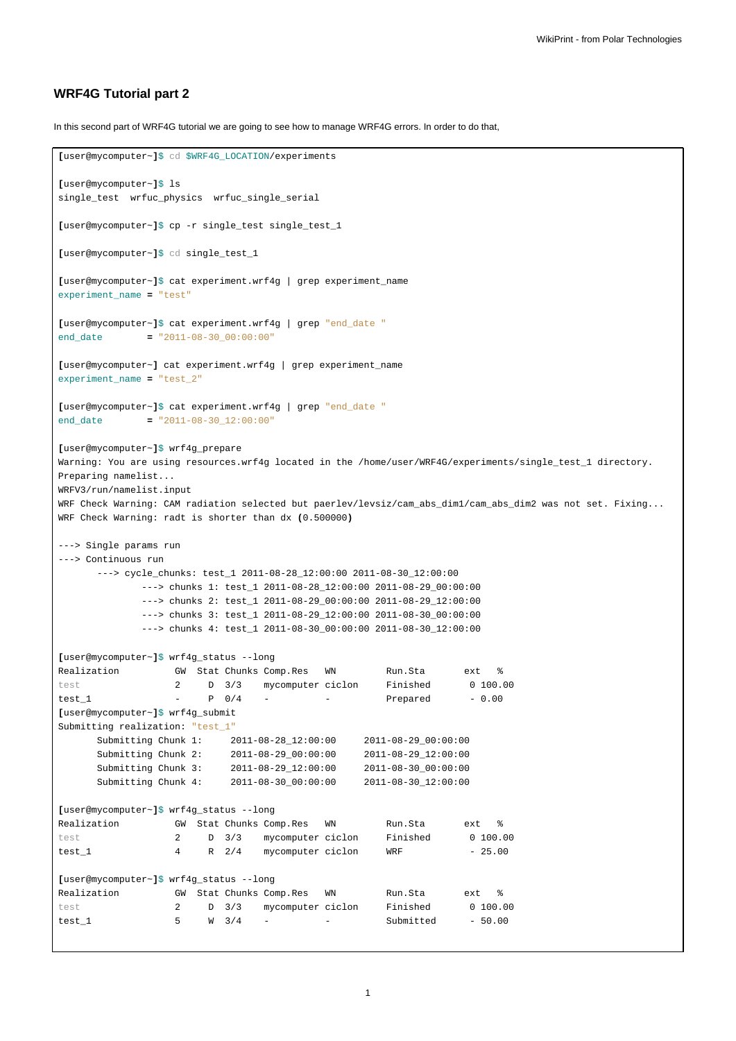## WRF4G Tutorial part 2

In this second part of WRF4G tutorial we are going to see how to manage WRF4G errors. In order to do that,

```
[user@mycomputer~]$ cd $WRF4G_LOCATION/experiments

[user@mycomputer~]$ ls
single_test  wrfuc_physics  wrfuc_single_serial

[user@mycomputer~]$ cp -r single_test single_test_1

[user@mycomputer~]$ cd single_test_1

[user@mycomputer~]$ cat experiment.wrf4g | grep experiment_name
experiment_name = "test"

[user@mycomputer~]$ cat experiment.wrf4g | grep "end_date "
end_date        = "2011-08-30_00:00:00"

[user@mycomputer~] cat experiment.wrf4g | grep experiment_name
experiment_name = "test_2"

[user@mycomputer~]$ cat experiment.wrf4g | grep "end_date "
end_date        = "2011-08-30_12:00:00"

[user@mycomputer~]$ wrf4g_prepare
Warning: You are using resources.wrf4g located in the /home/user/WRF4G/experiments/single_test_1 directory.
Preparing namelist...
WRFV3/run/namelist.input
WRF Check Warning: CAM radiation selected but paerlev/levsiz/cam_abs_dim1/cam_abs_dim2 was not set. Fixing...
WRF Check Warning: radt is shorter than dx (0.500000)

---> Single params run
---> Continuous run
       ---> cycle_chunks: test_1 2011-08-28_12:00:00 2011-08-30_12:00:00
              ---> chunks 1: test_1 2011-08-28_12:00:00 2011-08-29_00:00:00
              ---> chunks 2: test_1 2011-08-29_00:00:00 2011-08-29_12:00:00
              ---> chunks 3: test_1 2011-08-29_12:00:00 2011-08-30_00:00:00
              ---> chunks 4: test_1 2011-08-30_00:00:00 2011-08-30_12:00:00

[user@mycomputer~]$ wrf4g_status --long
Realization          GW  Stat Chunks Comp.Res   WN         Run.Sta       ext   %
test                 2     D  3/3    mycomputer ciclon     Finished       0 100.00
test_1               -     P  0/4    -          -          Prepared       - 0.00
[user@mycomputer~]$ wrf4g_submit
Submitting realization: "test_1"
       Submitting Chunk 1:     2011-08-28_12:00:00     2011-08-29_00:00:00
       Submitting Chunk 2:     2011-08-29_00:00:00     2011-08-29_12:00:00
       Submitting Chunk 3:     2011-08-29_12:00:00     2011-08-30_00:00:00
       Submitting Chunk 4:     2011-08-30_00:00:00     2011-08-30_12:00:00

[user@mycomputer~]$ wrf4g_status --long
Realization          GW  Stat Chunks Comp.Res   WN         Run.Sta       ext   %
test                 2     D  3/3    mycomputer ciclon     Finished       0 100.00
test_1               4     R  2/4    mycomputer ciclon     WRF            - 25.00

[user@mycomputer~]$ wrf4g_status --long
Realization          GW  Stat Chunks Comp.Res   WN         Run.Sta       ext   %
test                 2     D  3/3    mycomputer ciclon     Finished       0 100.00
test_1               5     W  3/4    -          -          Submitted      - 50.00
```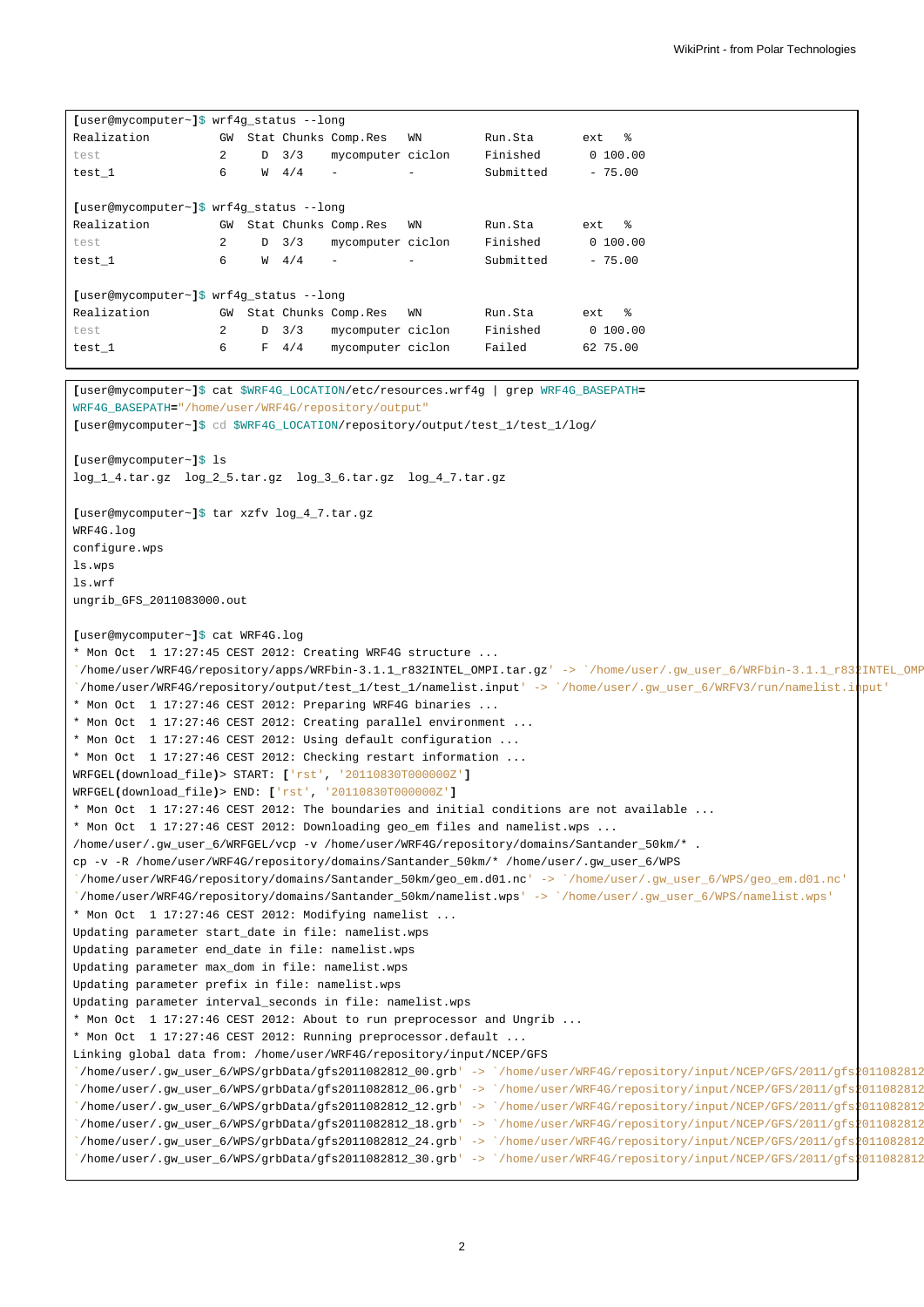```
[user@mycomputer~]$ wrf4g_status --long
Realization          GW  Stat Chunks Comp.Res   WN         Run.Sta       ext   %
test                 2     D  3/3    mycomputer ciclon     Finished       0 100.00
test_1               6     W  4/4    -          -          Submitted      - 75.00

[user@mycomputer~]$ wrf4g_status --long
Realization          GW  Stat Chunks Comp.Res   WN         Run.Sta       ext   %
test                 2     D  3/3    mycomputer ciclon     Finished       0 100.00
test_1               6     W  4/4    -          -          Submitted      - 75.00

[user@mycomputer~]$ wrf4g_status --long
Realization          GW  Stat Chunks Comp.Res   WN         Run.Sta       ext   %
test                 2     D  3/3    mycomputer ciclon     Finished       0 100.00
test_1               6     F  4/4    mycomputer ciclon     Failed        62 75.00
```

```
[user@mycomputer~]$ cat $WRF4G_LOCATION/etc/resources.wrf4g | grep WRF4G_BASEPATH=
WRF4G_BASEPATH="/home/user/WRF4G/repository/output"
[user@mycomputer~]$ cd $WRF4G_LOCATION/repository/output/test_1/test_1/log/

[user@mycomputer~]$ ls
log_1_4.tar.gz  log_2_5.tar.gz  log_3_6.tar.gz  log_4_7.tar.gz

[user@mycomputer~]$ tar xzfv log_4_7.tar.gz
WRF4G.log
configure.wps
ls.wps
ls.wrf
ungrib_GFS_2011083000.out

[user@mycomputer~]$ cat WRF4G.log
* Mon Oct  1 17:27:45 CEST 2012: Creating WRF4G structure ...
`/home/user/WRF4G/repository/apps/WRFbin-3.1.1_r832INTEL_OMPI.tar.gz' -> `/home/user/.gw_user_6/WRFbin-3.1.1_r832INTEL_OMP
`/home/user/WRF4G/repository/output/test_1/test_1/namelist.input' -> `/home/user/.gw_user_6/WRFV3/run/namelist.input'
* Mon Oct  1 17:27:46 CEST 2012: Preparing WRF4G binaries ...
* Mon Oct  1 17:27:46 CEST 2012: Creating parallel environment ...
* Mon Oct  1 17:27:46 CEST 2012: Using default configuration ...
* Mon Oct  1 17:27:46 CEST 2012: Checking restart information ...
WRFGEL(download_file)> START: ['rst', '20110830T000000Z']
WRFGEL(download_file)> END: ['rst', '20110830T000000Z']
* Mon Oct  1 17:27:46 CEST 2012: The boundaries and initial conditions are not available ...
* Mon Oct  1 17:27:46 CEST 2012: Downloading geo_em files and namelist.wps ...
/home/user/.gw_user_6/WRFGEL/vcp -v /home/user/WRF4G/repository/domains/Santander_50km/* .
cp -v -R /home/user/WRF4G/repository/domains/Santander_50km/* /home/user/.gw_user_6/WPS
`/home/user/WRF4G/repository/domains/Santander_50km/geo_em.d01.nc' -> `/home/user/.gw_user_6/WPS/geo_em.d01.nc'
`/home/user/WRF4G/repository/domains/Santander_50km/namelist.wps' -> `/home/user/.gw_user_6/WPS/namelist.wps'
* Mon Oct  1 17:27:46 CEST 2012: Modifying namelist ...
Updating parameter start_date in file: namelist.wps
Updating parameter end_date in file: namelist.wps
Updating parameter max_dom in file: namelist.wps
Updating parameter prefix in file: namelist.wps
Updating parameter interval_seconds in file: namelist.wps
* Mon Oct  1 17:27:46 CEST 2012: About to run preprocessor and Ungrib ...
* Mon Oct  1 17:27:46 CEST 2012: Running preprocessor.default ...
Linking global data from: /home/user/WRF4G/repository/input/NCEP/GFS
`/home/user/.gw_user_6/WPS/grbData/gfs2011082812_00.grb' -> `/home/user/WRF4G/repository/input/NCEP/GFS/2011/gfs2011082812
`/home/user/.gw_user_6/WPS/grbData/gfs2011082812_06.grb' -> `/home/user/WRF4G/repository/input/NCEP/GFS/2011/gfs2011082812
`/home/user/.gw_user_6/WPS/grbData/gfs2011082812_12.grb' -> `/home/user/WRF4G/repository/input/NCEP/GFS/2011/gfs2011082812
`/home/user/.gw_user_6/WPS/grbData/gfs2011082812_18.grb' -> `/home/user/WRF4G/repository/input/NCEP/GFS/2011/gfs2011082812
`/home/user/.gw_user_6/WPS/grbData/gfs2011082812_24.grb' -> `/home/user/WRF4G/repository/input/NCEP/GFS/2011/gfs2011082812
`/home/user/.gw_user_6/WPS/grbData/gfs2011082812_30.grb' -> `/home/user/WRF4G/repository/input/NCEP/GFS/2011/gfs2011082812
```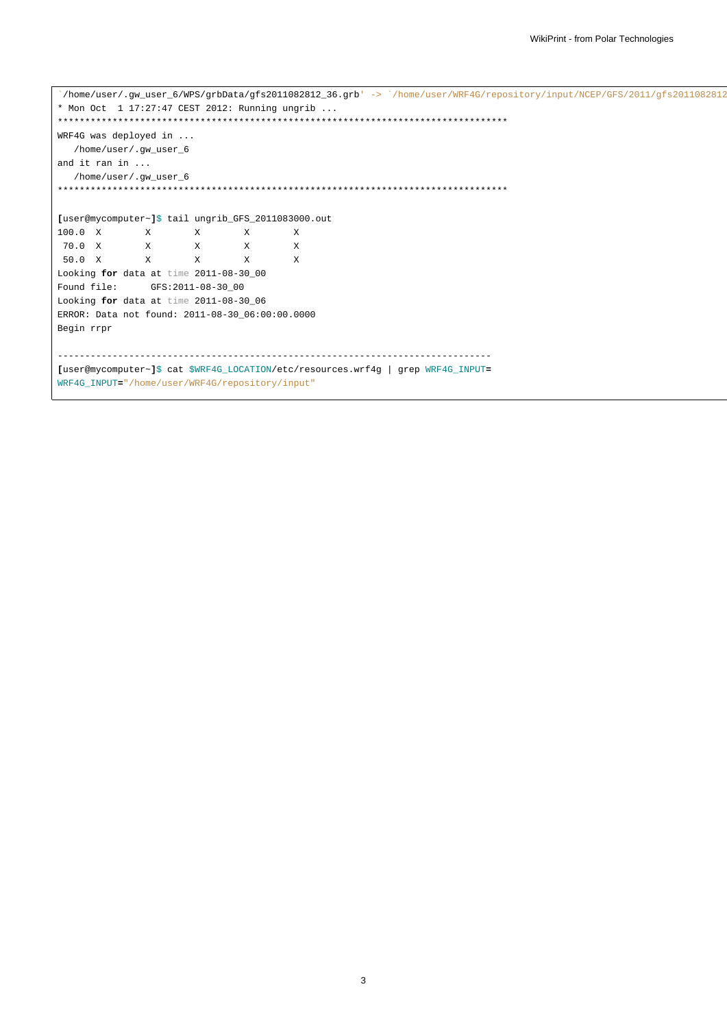```
`/home/user/.gw_user_6/WPS/grbData/gfs2011082812_36.grb' -> `/home/user/WRF4G/repository/input/NCEP/GFS/2011/gfs2011082812
* Mon Oct  1 17:27:47 CEST 2012: Running ungrib ...
*********************************************************************************
WRF4G was deployed in ...
   /home/user/.gw_user_6
and it ran in ...
   /home/user/.gw_user_6
*********************************************************************************

[user@mycomputer~]$ tail ungrib_GFS_2011083000.out
100.0  X        X        X        X        X
 70.0  X        X        X        X        X
 50.0  X        X        X        X        X
Looking for data at time 2011-08-30_00
Found file:      GFS:2011-08-30_00
Looking for data at time 2011-08-30_06
ERROR: Data not found: 2011-08-30_06:00:00.0000
Begin rrpr

-------------------------------------------------------------------------------
[user@mycomputer~]$ cat $WRF4G_LOCATION/etc/resources.wrf4g | grep WRF4G_INPUT=
WRF4G_INPUT="/home/user/WRF4G/repository/input"
```